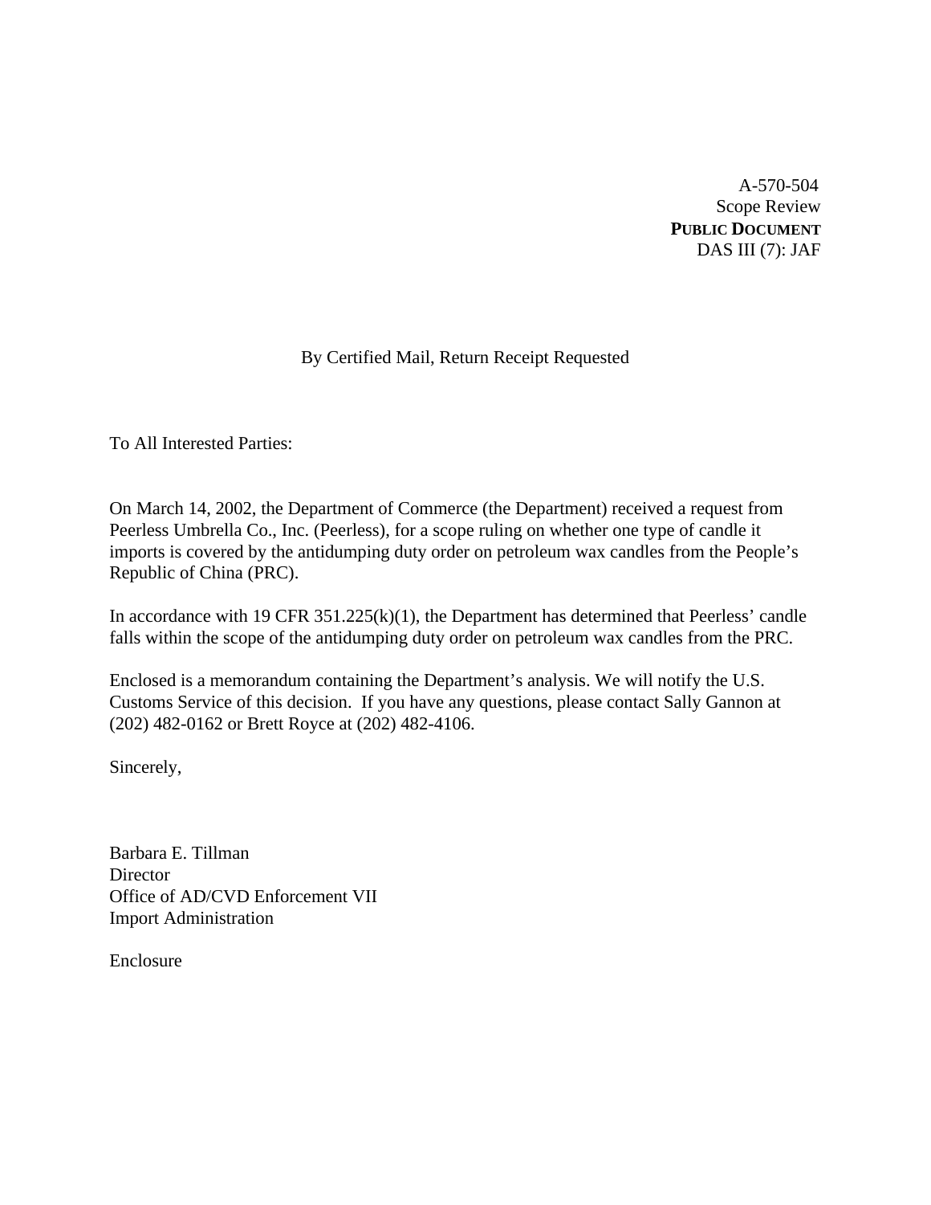A-570-504
Scope Review
**PUBLIC DOCUMENT**
DAS III (7): JAF

By Certified Mail, Return Receipt Requested

To All Interested Parties:

On March 14, 2002, the Department of Commerce (the Department) received a request from Peerless Umbrella Co., Inc. (Peerless), for a scope ruling on whether one type of candle it imports is covered by the antidumping duty order on petroleum wax candles from the People's Republic of China (PRC).

In accordance with 19 CFR 351.225(k)(1), the Department has determined that Peerless' candle falls within the scope of the antidumping duty order on petroleum wax candles from the PRC.

Enclosed is a memorandum containing the Department's analysis. We will notify the U.S. Customs Service of this decision. If you have any questions, please contact Sally Gannon at (202) 482-0162 or Brett Royce at (202) 482-4106.

Sincerely,

Barbara E. Tillman
Director
Office of AD/CVD Enforcement VII
Import Administration

Enclosure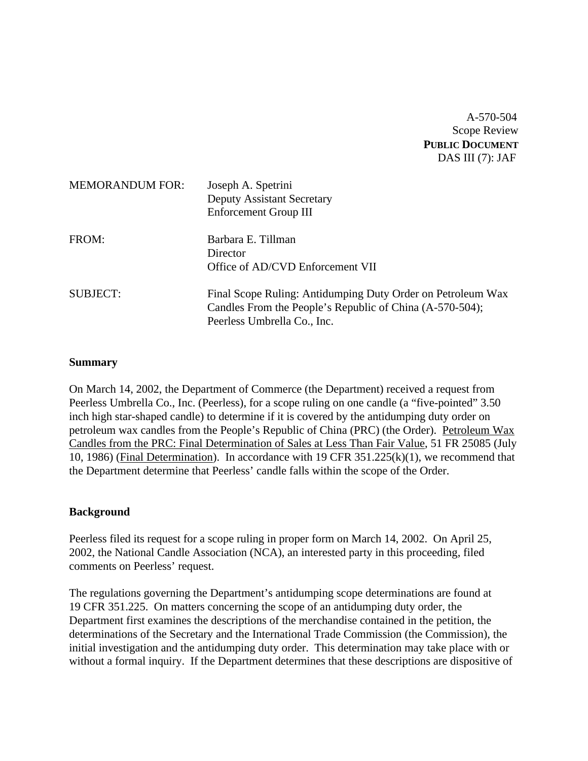A-570-504
Scope Review
**PUBLIC DOCUMENT**
DAS III (7): JAF

MEMORANDUM FOR: Joseph A. Spetrini
Deputy Assistant Secretary
Enforcement Group III

FROM: Barbara E. Tillman
Director
Office of AD/CVD Enforcement VII

SUBJECT: Final Scope Ruling: Antidumping Duty Order on Petroleum Wax Candles From the People's Republic of China (A-570-504); Peerless Umbrella Co., Inc.

**Summary**

On March 14, 2002, the Department of Commerce (the Department) received a request from Peerless Umbrella Co., Inc. (Peerless), for a scope ruling on one candle (a "five-pointed" 3.50 inch high star-shaped candle) to determine if it is covered by the antidumping duty order on petroleum wax candles from the People's Republic of China (PRC) (the Order). Petroleum Wax Candles from the PRC: Final Determination of Sales at Less Than Fair Value, 51 FR 25085 (July 10, 1986) (Final Determination). In accordance with 19 CFR 351.225(k)(1), we recommend that the Department determine that Peerless' candle falls within the scope of the Order.

**Background**

Peerless filed its request for a scope ruling in proper form on March 14, 2002. On April 25, 2002, the National Candle Association (NCA), an interested party in this proceeding, filed comments on Peerless' request.

The regulations governing the Department's antidumping scope determinations are found at 19 CFR 351.225. On matters concerning the scope of an antidumping duty order, the Department first examines the descriptions of the merchandise contained in the petition, the determinations of the Secretary and the International Trade Commission (the Commission), the initial investigation and the antidumping duty order. This determination may take place with or without a formal inquiry. If the Department determines that these descriptions are dispositive of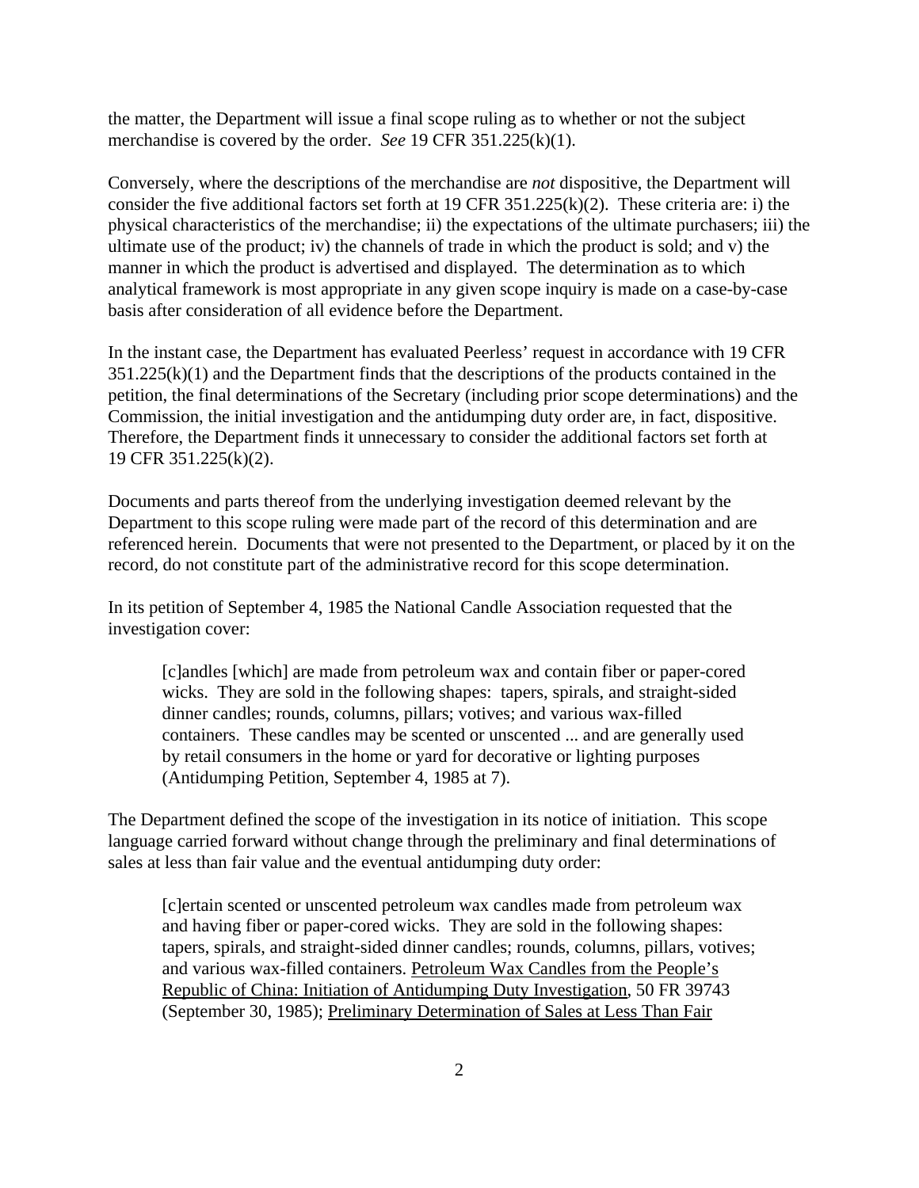the matter, the Department will issue a final scope ruling as to whether or not the subject merchandise is covered by the order. *See* 19 CFR 351.225(k)(1).

Conversely, where the descriptions of the merchandise are *not* dispositive, the Department will consider the five additional factors set forth at 19 CFR 351.225(k)(2). These criteria are: i) the physical characteristics of the merchandise; ii) the expectations of the ultimate purchasers; iii) the ultimate use of the product; iv) the channels of trade in which the product is sold; and v) the manner in which the product is advertised and displayed. The determination as to which analytical framework is most appropriate in any given scope inquiry is made on a case-by-case basis after consideration of all evidence before the Department.

In the instant case, the Department has evaluated Peerless' request in accordance with 19 CFR 351.225(k)(1) and the Department finds that the descriptions of the products contained in the petition, the final determinations of the Secretary (including prior scope determinations) and the Commission, the initial investigation and the antidumping duty order are, in fact, dispositive. Therefore, the Department finds it unnecessary to consider the additional factors set forth at 19 CFR 351.225(k)(2).

Documents and parts thereof from the underlying investigation deemed relevant by the Department to this scope ruling were made part of the record of this determination and are referenced herein. Documents that were not presented to the Department, or placed by it on the record, do not constitute part of the administrative record for this scope determination.

In its petition of September 4, 1985 the National Candle Association requested that the investigation cover:

> [c]andles [which] are made from petroleum wax and contain fiber or paper-cored wicks. They are sold in the following shapes: tapers, spirals, and straight-sided dinner candles; rounds, columns, pillars; votives; and various wax-filled containers. These candles may be scented or unscented ... and are generally used by retail consumers in the home or yard for decorative or lighting purposes (Antidumping Petition, September 4, 1985 at 7).

The Department defined the scope of the investigation in its notice of initiation. This scope language carried forward without change through the preliminary and final determinations of sales at less than fair value and the eventual antidumping duty order:

> [c]ertain scented or unscented petroleum wax candles made from petroleum wax and having fiber or paper-cored wicks. They are sold in the following shapes: tapers, spirals, and straight-sided dinner candles; rounds, columns, pillars, votives; and various wax-filled containers. Petroleum Wax Candles from the People's Republic of China: Initiation of Antidumping Duty Investigation, 50 FR 39743 (September 30, 1985); Preliminary Determination of Sales at Less Than Fair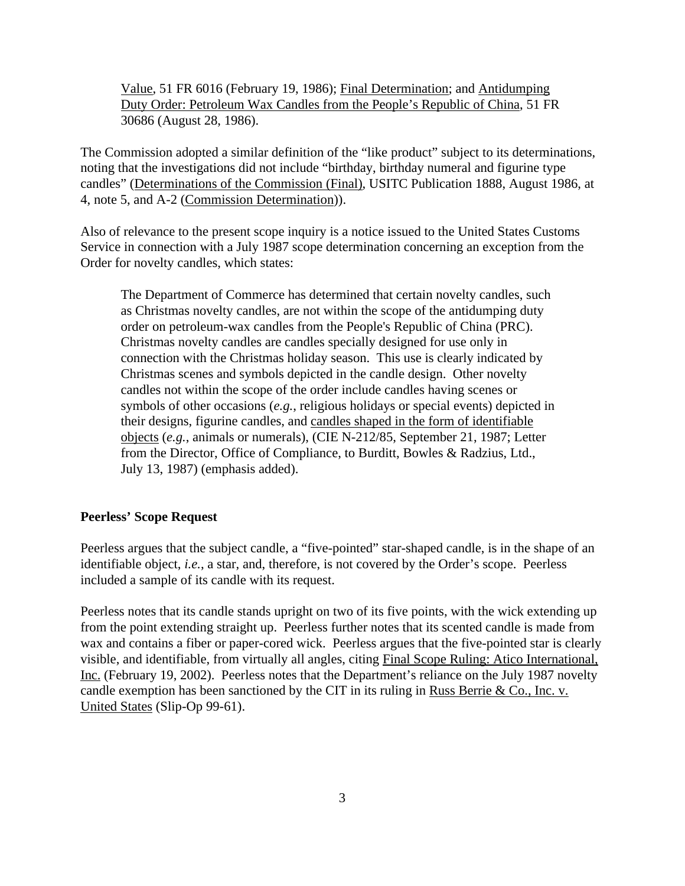Value, 51 FR 6016 (February 19, 1986); Final Determination; and Antidumping Duty Order: Petroleum Wax Candles from the People's Republic of China, 51 FR 30686 (August 28, 1986).

The Commission adopted a similar definition of the "like product" subject to its determinations, noting that the investigations did not include "birthday, birthday numeral and figurine type candles" (Determinations of the Commission (Final), USITC Publication 1888, August 1986, at 4, note 5, and A-2 (Commission Determination)).

Also of relevance to the present scope inquiry is a notice issued to the United States Customs Service in connection with a July 1987 scope determination concerning an exception from the Order for novelty candles, which states:

> The Department of Commerce has determined that certain novelty candles, such as Christmas novelty candles, are not within the scope of the antidumping duty order on petroleum-wax candles from the People's Republic of China (PRC). Christmas novelty candles are candles specially designed for use only in connection with the Christmas holiday season. This use is clearly indicated by Christmas scenes and symbols depicted in the candle design. Other novelty candles not within the scope of the order include candles having scenes or symbols of other occasions (*e.g.*, religious holidays or special events) depicted in their designs, figurine candles, and candles shaped in the form of identifiable objects (*e.g.*, animals or numerals), (CIE N-212/85, September 21, 1987; Letter from the Director, Office of Compliance, to Burditt, Bowles & Radzius, Ltd., July 13, 1987) (emphasis added).

**Peerless' Scope Request**

Peerless argues that the subject candle, a "five-pointed" star-shaped candle, is in the shape of an identifiable object, *i.e.*, a star, and, therefore, is not covered by the Order's scope. Peerless included a sample of its candle with its request.

Peerless notes that its candle stands upright on two of its five points, with the wick extending up from the point extending straight up. Peerless further notes that its scented candle is made from wax and contains a fiber or paper-cored wick. Peerless argues that the five-pointed star is clearly visible, and identifiable, from virtually all angles, citing Final Scope Ruling: Atico International, Inc. (February 19, 2002). Peerless notes that the Department's reliance on the July 1987 novelty candle exemption has been sanctioned by the CIT in its ruling in Russ Berrie & Co., Inc. v. United States (Slip-Op 99-61).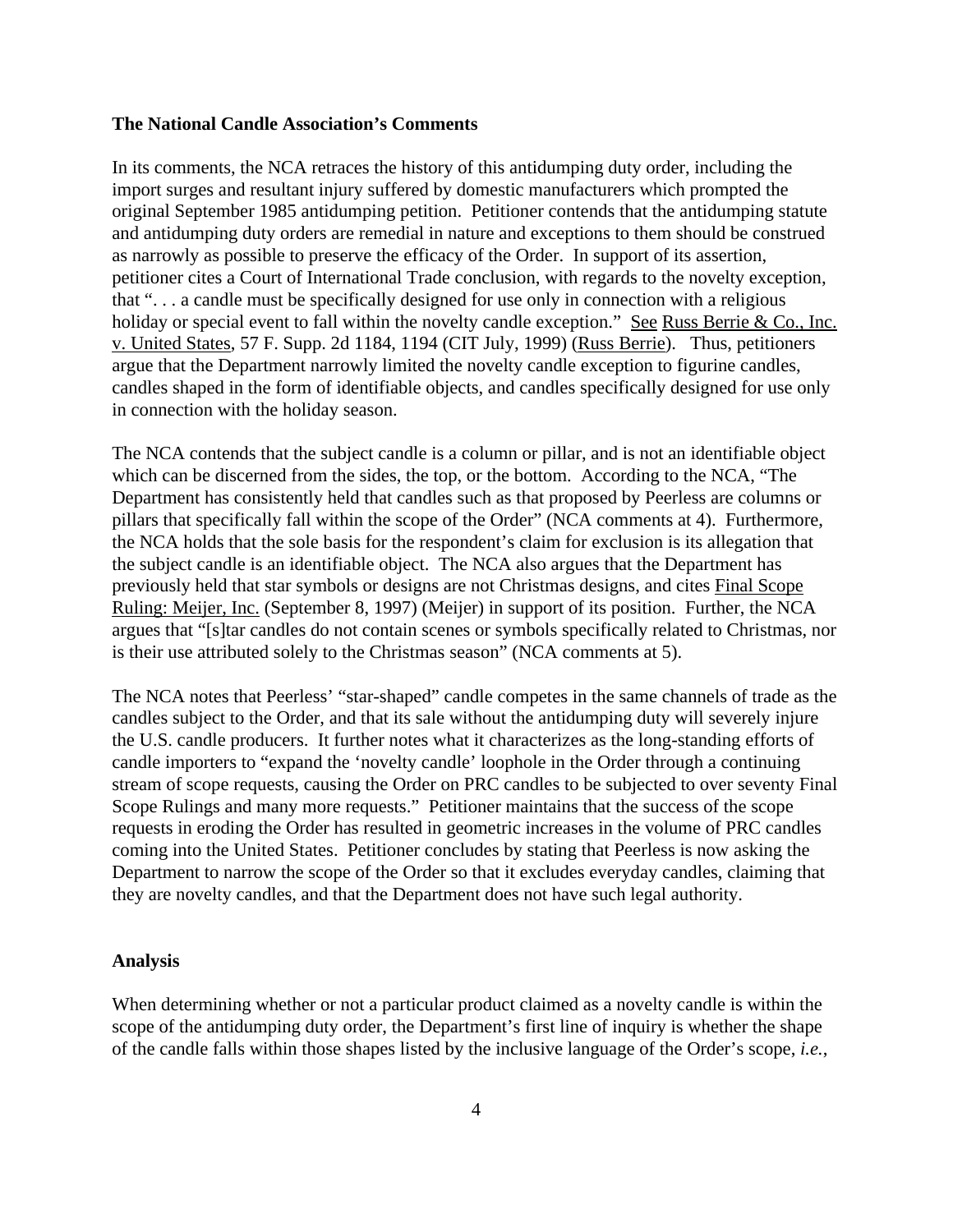**The National Candle Association's Comments**

In its comments, the NCA retraces the history of this antidumping duty order, including the import surges and resultant injury suffered by domestic manufacturers which prompted the original September 1985 antidumping petition. Petitioner contends that the antidumping statute and antidumping duty orders are remedial in nature and exceptions to them should be construed as narrowly as possible to preserve the efficacy of the Order. In support of its assertion, petitioner cites a Court of International Trade conclusion, with regards to the novelty exception, that ". . . a candle must be specifically designed for use only in connection with a religious holiday or special event to fall within the novelty candle exception." See Russ Berrie & Co., Inc. v. United States, 57 F. Supp. 2d 1184, 1194 (CIT July, 1999) (Russ Berrie). Thus, petitioners argue that the Department narrowly limited the novelty candle exception to figurine candles, candles shaped in the form of identifiable objects, and candles specifically designed for use only in connection with the holiday season.

The NCA contends that the subject candle is a column or pillar, and is not an identifiable object which can be discerned from the sides, the top, or the bottom. According to the NCA, "The Department has consistently held that candles such as that proposed by Peerless are columns or pillars that specifically fall within the scope of the Order" (NCA comments at 4). Furthermore, the NCA holds that the sole basis for the respondent's claim for exclusion is its allegation that the subject candle is an identifiable object. The NCA also argues that the Department has previously held that star symbols or designs are not Christmas designs, and cites Final Scope Ruling: Meijer, Inc. (September 8, 1997) (Meijer) in support of its position. Further, the NCA argues that "[s]tar candles do not contain scenes or symbols specifically related to Christmas, nor is their use attributed solely to the Christmas season" (NCA comments at 5).

The NCA notes that Peerless' "star-shaped" candle competes in the same channels of trade as the candles subject to the Order, and that its sale without the antidumping duty will severely injure the U.S. candle producers. It further notes what it characterizes as the long-standing efforts of candle importers to "expand the 'novelty candle' loophole in the Order through a continuing stream of scope requests, causing the Order on PRC candles to be subjected to over seventy Final Scope Rulings and many more requests." Petitioner maintains that the success of the scope requests in eroding the Order has resulted in geometric increases in the volume of PRC candles coming into the United States. Petitioner concludes by stating that Peerless is now asking the Department to narrow the scope of the Order so that it excludes everyday candles, claiming that they are novelty candles, and that the Department does not have such legal authority.

**Analysis**

When determining whether or not a particular product claimed as a novelty candle is within the scope of the antidumping duty order, the Department's first line of inquiry is whether the shape of the candle falls within those shapes listed by the inclusive language of the Order's scope, *i.e.*,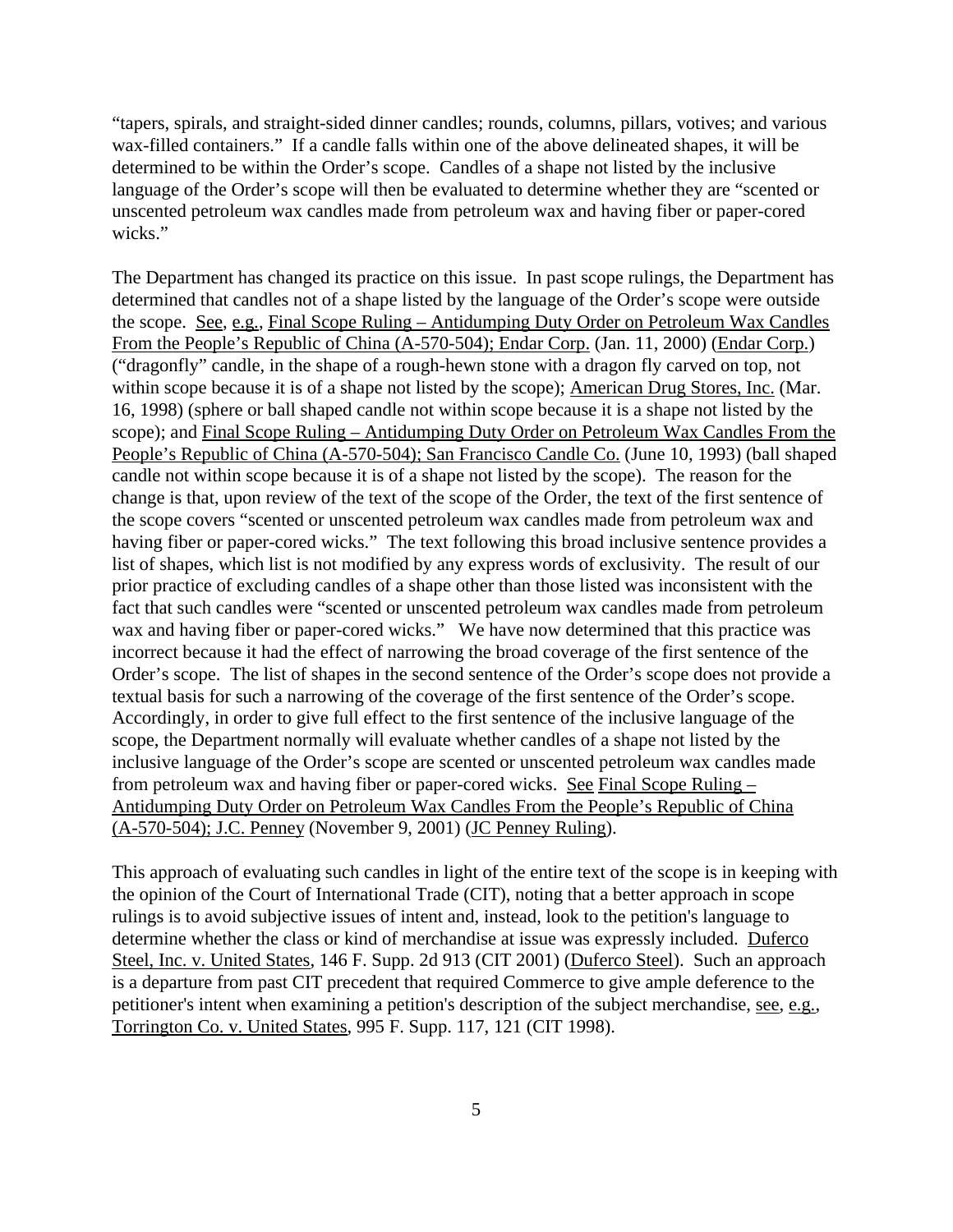"tapers, spirals, and straight-sided dinner candles; rounds, columns, pillars, votives; and various wax-filled containers." If a candle falls within one of the above delineated shapes, it will be determined to be within the Order's scope. Candles of a shape not listed by the inclusive language of the Order's scope will then be evaluated to determine whether they are "scented or unscented petroleum wax candles made from petroleum wax and having fiber or paper-cored wicks."

The Department has changed its practice on this issue. In past scope rulings, the Department has determined that candles not of a shape listed by the language of the Order's scope were outside the scope. See, e.g., Final Scope Ruling – Antidumping Duty Order on Petroleum Wax Candles From the People's Republic of China (A-570-504); Endar Corp. (Jan. 11, 2000) (Endar Corp.) ("dragonfly" candle, in the shape of a rough-hewn stone with a dragon fly carved on top, not within scope because it is of a shape not listed by the scope); American Drug Stores, Inc. (Mar. 16, 1998) (sphere or ball shaped candle not within scope because it is a shape not listed by the scope); and Final Scope Ruling – Antidumping Duty Order on Petroleum Wax Candles From the People's Republic of China (A-570-504); San Francisco Candle Co. (June 10, 1993) (ball shaped candle not within scope because it is of a shape not listed by the scope). The reason for the change is that, upon review of the text of the scope of the Order, the text of the first sentence of the scope covers "scented or unscented petroleum wax candles made from petroleum wax and having fiber or paper-cored wicks." The text following this broad inclusive sentence provides a list of shapes, which list is not modified by any express words of exclusivity. The result of our prior practice of excluding candles of a shape other than those listed was inconsistent with the fact that such candles were "scented or unscented petroleum wax candles made from petroleum wax and having fiber or paper-cored wicks." We have now determined that this practice was incorrect because it had the effect of narrowing the broad coverage of the first sentence of the Order's scope. The list of shapes in the second sentence of the Order's scope does not provide a textual basis for such a narrowing of the coverage of the first sentence of the Order's scope. Accordingly, in order to give full effect to the first sentence of the inclusive language of the scope, the Department normally will evaluate whether candles of a shape not listed by the inclusive language of the Order's scope are scented or unscented petroleum wax candles made from petroleum wax and having fiber or paper-cored wicks. See Final Scope Ruling – Antidumping Duty Order on Petroleum Wax Candles From the People's Republic of China (A-570-504); J.C. Penney (November 9, 2001) (JC Penney Ruling).

This approach of evaluating such candles in light of the entire text of the scope is in keeping with the opinion of the Court of International Trade (CIT), noting that a better approach in scope rulings is to avoid subjective issues of intent and, instead, look to the petition's language to determine whether the class or kind of merchandise at issue was expressly included. Duferco Steel, Inc. v. United States, 146 F. Supp. 2d 913 (CIT 2001) (Duferco Steel). Such an approach is a departure from past CIT precedent that required Commerce to give ample deference to the petitioner's intent when examining a petition's description of the subject merchandise, see, e.g., Torrington Co. v. United States, 995 F. Supp. 117, 121 (CIT 1998).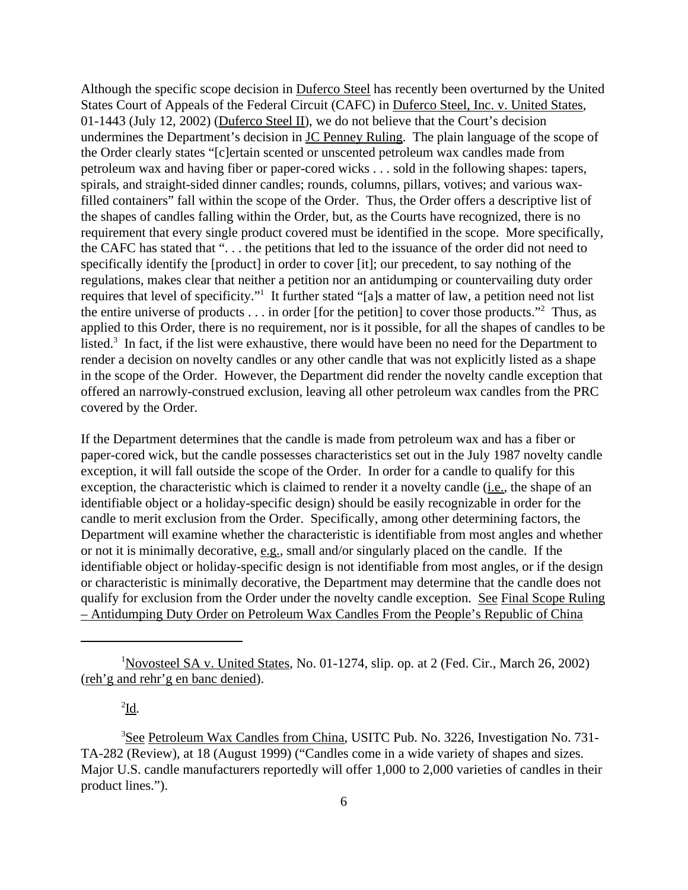Although the specific scope decision in Duferco Steel has recently been overturned by the United States Court of Appeals of the Federal Circuit (CAFC) in Duferco Steel, Inc. v. United States, 01-1443 (July 12, 2002) (Duferco Steel II), we do not believe that the Court's decision undermines the Department's decision in JC Penney Ruling. The plain language of the scope of the Order clearly states "[c]ertain scented or unscented petroleum wax candles made from petroleum wax and having fiber or paper-cored wicks . . . sold in the following shapes: tapers, spirals, and straight-sided dinner candles; rounds, columns, pillars, votives; and various wax-filled containers" fall within the scope of the Order. Thus, the Order offers a descriptive list of the shapes of candles falling within the Order, but, as the Courts have recognized, there is no requirement that every single product covered must be identified in the scope. More specifically, the CAFC has stated that ". . . the petitions that led to the issuance of the order did not need to specifically identify the [product] in order to cover [it]; our precedent, to say nothing of the regulations, makes clear that neither a petition nor an antidumping or countervailing duty order requires that level of specificity."[1] It further stated "[a]s a matter of law, a petition need not list the entire universe of products . . . in order [for the petition] to cover those products."[2] Thus, as applied to this Order, there is no requirement, nor is it possible, for all the shapes of candles to be listed.[3] In fact, if the list were exhaustive, there would have been no need for the Department to render a decision on novelty candles or any other candle that was not explicitly listed as a shape in the scope of the Order. However, the Department did render the novelty candle exception that offered an narrowly-construed exclusion, leaving all other petroleum wax candles from the PRC covered by the Order.

If the Department determines that the candle is made from petroleum wax and has a fiber or paper-cored wick, but the candle possesses characteristics set out in the July 1987 novelty candle exception, it will fall outside the scope of the Order. In order for a candle to qualify for this exception, the characteristic which is claimed to render it a novelty candle (i.e., the shape of an identifiable object or a holiday-specific design) should be easily recognizable in order for the candle to merit exclusion from the Order. Specifically, among other determining factors, the Department will examine whether the characteristic is identifiable from most angles and whether or not it is minimally decorative, e.g., small and/or singularly placed on the candle. If the identifiable object or holiday-specific design is not identifiable from most angles, or if the design or characteristic is minimally decorative, the Department may determine that the candle does not qualify for exclusion from the Order under the novelty candle exception. See Final Scope Ruling – Antidumping Duty Order on Petroleum Wax Candles From the People's Republic of China

---

[1] Novosteel SA v. United States, No. 01-1274, slip. op. at 2 (Fed. Cir., March 26, 2002) (reh'g and rehr'g en banc denied).

[2] Id.

[3] See Petroleum Wax Candles from China, USITC Pub. No. 3226, Investigation No. 731-TA-282 (Review), at 18 (August 1999) ("Candles come in a wide variety of shapes and sizes. Major U.S. candle manufacturers reportedly will offer 1,000 to 2,000 varieties of candles in their product lines.").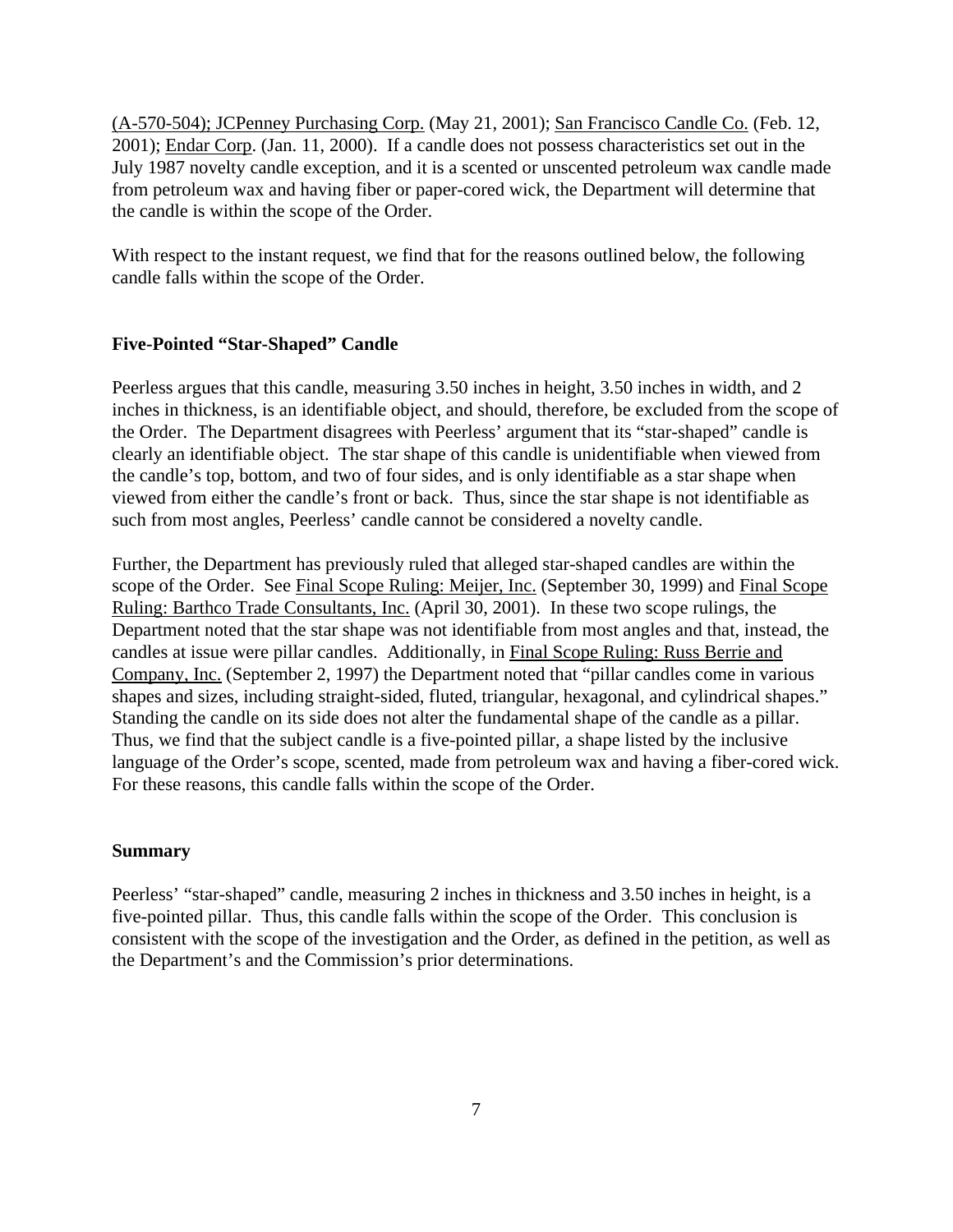(A-570-504); JCPenney Purchasing Corp. (May 21, 2001); San Francisco Candle Co. (Feb. 12, 2001); Endar Corp. (Jan. 11, 2000). If a candle does not possess characteristics set out in the July 1987 novelty candle exception, and it is a scented or unscented petroleum wax candle made from petroleum wax and having fiber or paper-cored wick, the Department will determine that the candle is within the scope of the Order.

With respect to the instant request, we find that for the reasons outlined below, the following candle falls within the scope of the Order.

**Five-Pointed "Star-Shaped" Candle**

Peerless argues that this candle, measuring 3.50 inches in height, 3.50 inches in width, and 2 inches in thickness, is an identifiable object, and should, therefore, be excluded from the scope of the Order. The Department disagrees with Peerless' argument that its "star-shaped" candle is clearly an identifiable object. The star shape of this candle is unidentifiable when viewed from the candle's top, bottom, and two of four sides, and is only identifiable as a star shape when viewed from either the candle's front or back. Thus, since the star shape is not identifiable as such from most angles, Peerless' candle cannot be considered a novelty candle.

Further, the Department has previously ruled that alleged star-shaped candles are within the scope of the Order. See Final Scope Ruling: Meijer, Inc. (September 30, 1999) and Final Scope Ruling: Barthco Trade Consultants, Inc. (April 30, 2001). In these two scope rulings, the Department noted that the star shape was not identifiable from most angles and that, instead, the candles at issue were pillar candles. Additionally, in Final Scope Ruling: Russ Berrie and Company, Inc. (September 2, 1997) the Department noted that "pillar candles come in various shapes and sizes, including straight-sided, fluted, triangular, hexagonal, and cylindrical shapes." Standing the candle on its side does not alter the fundamental shape of the candle as a pillar. Thus, we find that the subject candle is a five-pointed pillar, a shape listed by the inclusive language of the Order's scope, scented, made from petroleum wax and having a fiber-cored wick. For these reasons, this candle falls within the scope of the Order.

**Summary**

Peerless' "star-shaped" candle, measuring 2 inches in thickness and 3.50 inches in height, is a five-pointed pillar. Thus, this candle falls within the scope of the Order. This conclusion is consistent with the scope of the investigation and the Order, as defined in the petition, as well as the Department's and the Commission's prior determinations.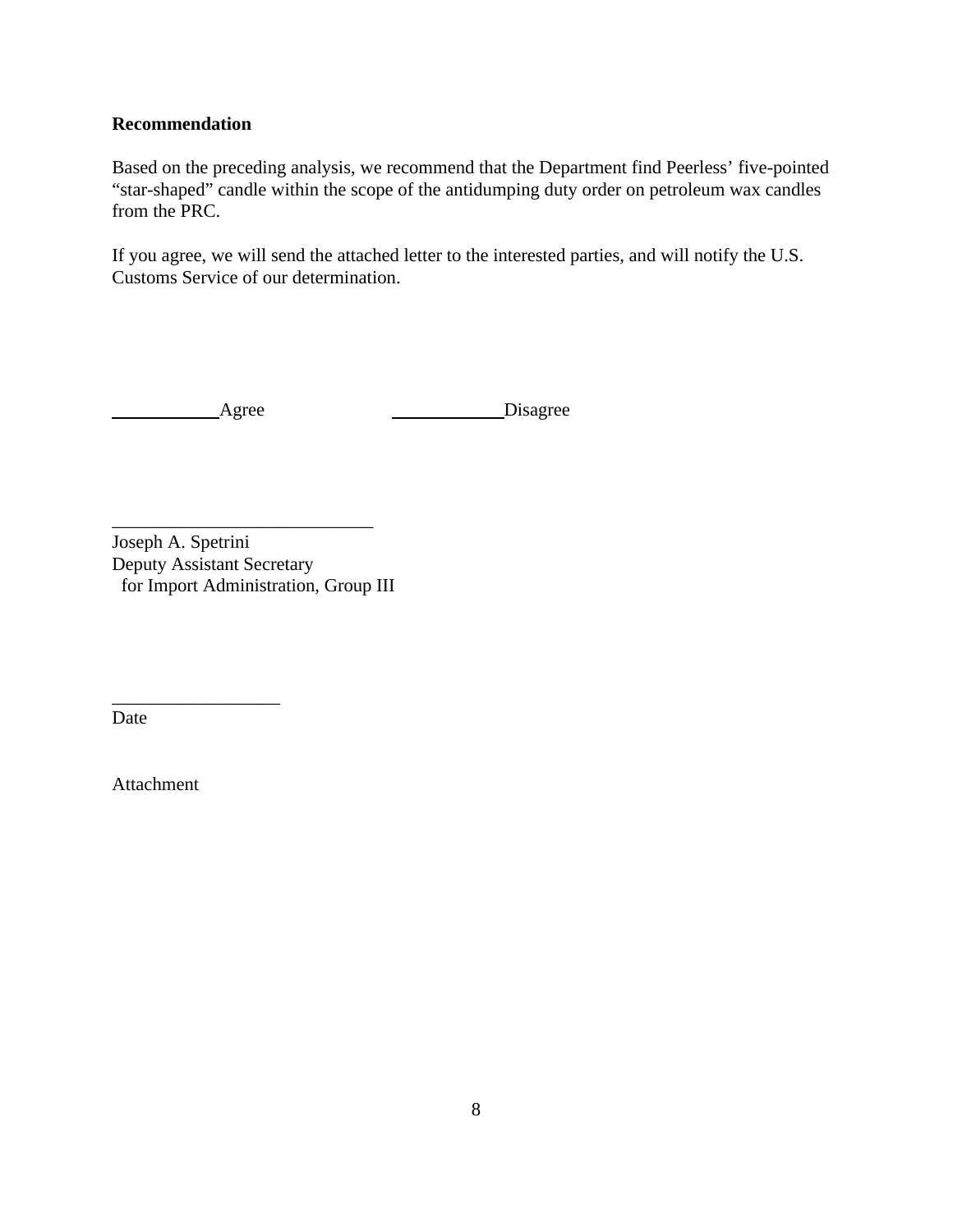**Recommendation**

Based on the preceding analysis, we recommend that the Department find Peerless' five-pointed "star-shaped" candle within the scope of the antidumping duty order on petroleum wax candles from the PRC.

If you agree, we will send the attached letter to the interested parties, and will notify the U.S. Customs Service of our determination.

\_\_\_\_\_\_\_\_\_\_\_\_ Agree \_\_\_\_\_\_\_\_\_\_\_\_ Disagree

\_\_\_\_\_\_\_\_\_\_\_\_\_\_\_\_\_\_\_\_\_\_\_\_\_\_\_\_

Joseph A. Spetrini
Deputy Assistant Secretary
for Import Administration, Group III

\_\_\_\_\_\_\_\_\_\_\_\_\_\_\_\_\_\_

Date

Attachment